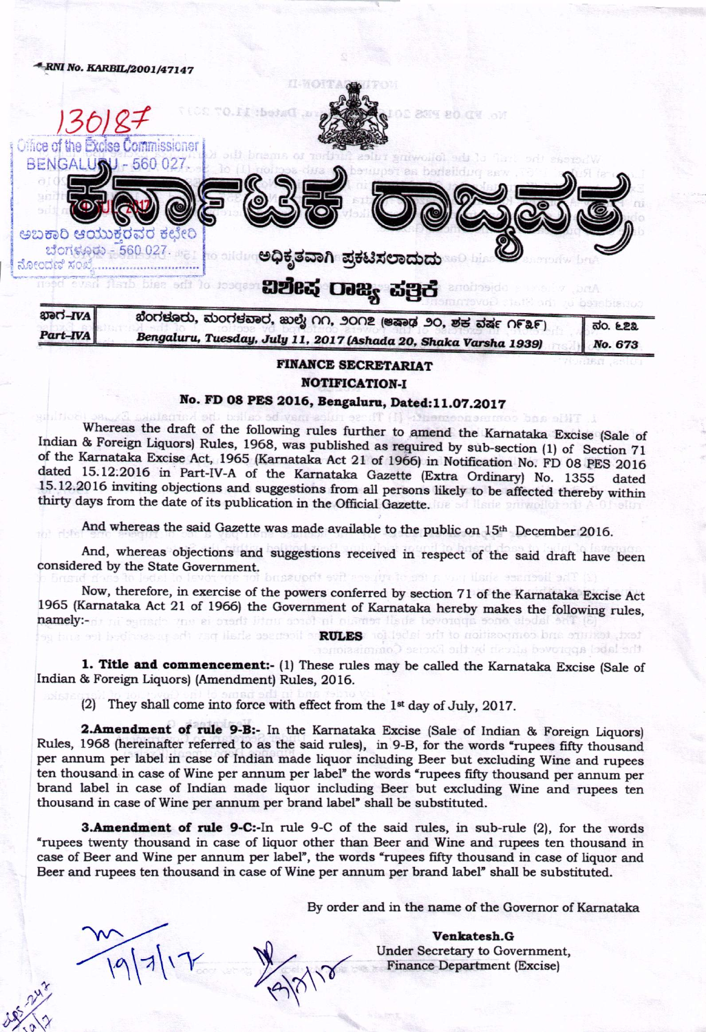RNI No. KARBIL/2001/47147

# ಕರ್ನಾಟಕ ರಾಜ್ಯಪತ್ರ

ಅಧಿಕೃತವಾಗಿ ಪ್ರಕಟಿಸಲಾದುದು

ವಿಶೇಷ ರಾಜ್ಯ ಪತ್ರಿಕೆ

| ಭಾಗ-IVA | ಬೆಂಗಳೂರು, ಮಂಗಳವಾರ, ಜುಲೈ ೧೧, ೨೦೧೭ (ಆಷಾಢ ೨೦, ಶಕ ವರ್ಷ ೧೯೩೯) | ನಂ. ೬೭೩ |
|---|---|---|
| Part-IVA | Bengaluru, Tuesday, July 11, 2017 (Ashada 20, Shaka Varsha 1939) | No. 673 |

## FINANCE SECRETARIAT

### NOTIFICATION-I

### No. FD 08 PES 2016, Bengaluru, Dated:11.07.2017

Whereas the draft of the following rules further to amend the Karnataka Excise (Sale of Indian & Foreign Liquors) Rules, 1968, was published as required by sub-section (1) of Section 71 of the Karnataka Excise Act, 1965 (Karnataka Act 21 of 1966) in Notification No. FD 08 PES 2016 dated 15.12.2016 in Part-IV-A of the Karnataka Gazette (Extra Ordinary) No. 1355 dated 15.12.2016 inviting objections and suggestions from all persons likely to be affected thereby within thirty days from the date of its publication in the Official Gazette.

And whereas the said Gazette was made available to the public on 15th December 2016.

And, whereas objections and suggestions received in respect of the said draft have been considered by the State Government.

Now, therefore, in exercise of the powers conferred by section 71 of the Karnataka Excise Act 1965 (Karnataka Act 21 of 1966) the Government of Karnataka hereby makes the following rules, namely:-

### RULES

**1. Title and commencement:-** (1) These rules may be called the Karnataka Excise (Sale of Indian & Foreign Liquors) (Amendment) Rules, 2016.

(2) They shall come into force with effect from the 1st day of July, 2017.

**2.Amendment of rule 9-B:-** In the Karnataka Excise (Sale of Indian & Foreign Liquors) Rules, 1968 (hereinafter referred to as the said rules), in 9-B, for the words "rupees fifty thousand per annum per label in case of Indian made liquor including Beer but excluding Wine and rupees ten thousand in case of Wine per annum per label" the words "rupees fifty thousand per annum per brand label in case of Indian made liquor including Beer but excluding Wine and rupees ten thousand in case of Wine per annum per brand label" shall be substituted.

**3.Amendment of rule 9-C:-**In rule 9-C of the said rules, in sub-rule (2), for the words "rupees twenty thousand in case of liquor other than Beer and Wine and rupees ten thousand in case of Beer and Wine per annum per label", the words "rupees fifty thousand in case of liquor and Beer and rupees ten thousand in case of Wine per annum per brand label" shall be substituted.

By order and in the name of the Governor of Karnataka

**Venkatesh.G**
Under Secretary to Government,
Finance Department (Excise)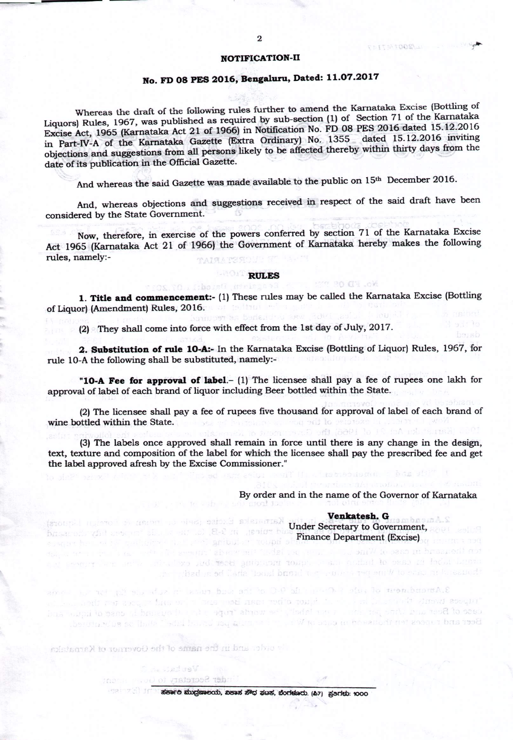## NOTIFICATION-II

### No. FD 08 PES 2016, Bengaluru, Dated: 11.07.2017

Whereas the draft of the following rules further to amend the Karnataka Excise (Bottling of Liquors) Rules, 1967, was published as required by sub-section (1) of Section 71 of the Karnataka Excise Act, 1965 (Karnataka Act 21 of 1966) in Notification No. FD 08 PES 2016 dated 15.12.2016 in Part-IV-A of the Karnataka Gazette (Extra Ordinary) No. 1355 dated 15.12.2016 inviting objections and suggestions from all persons likely to be affected thereby within thirty days from the date of its publication in the Official Gazette.

And whereas the said Gazette was made available to the public on 15th December 2016.

And, whereas objections and suggestions received in respect of the said draft have been considered by the State Government.

Now, therefore, in exercise of the powers conferred by section 71 of the Karnataka Excise Act 1965 (Karnataka Act 21 of 1966) the Government of Karnataka hereby makes the following rules, namely:-

### RULES

**1. Title and commencement:-** (1) These rules may be called the Karnataka Excise (Bottling of Liquor) (Amendment) Rules, 2016.

(2) They shall come into force with effect from the 1st day of July, 2017.

**2. Substitution of rule 10-A:-** In the Karnataka Excise (Bottling of Liquor) Rules, 1967, for rule 10-A the following shall be substituted, namely:-

"**10-A Fee for approval of label.**- (1) The licensee shall pay a fee of rupees one lakh for approval of label of each brand of liquor including Beer bottled within the State.

(2) The licensee shall pay a fee of rupees five thousand for approval of label of each brand of wine bottled within the State.

(3) The labels once approved shall remain in force until there is any change in the design, text, texture and composition of the label for which the licensee shall pay the prescribed fee and get the label approved afresh by the Excise Commissioner."

By order and in the name of the Governor of Karnataka

**Venkatesh. G**
Under Secretary to Government,
Finance Department (Excise)

ಸರ್ಕಾರಿ ಮುದ್ರಣಾಲಯ, ವಿಕಾಸ ಸೌಧ ಘಟಕ, ಬೆಂಗಳೂರು. (ಪ7) ಪ್ರತಿಗಳು: 1000